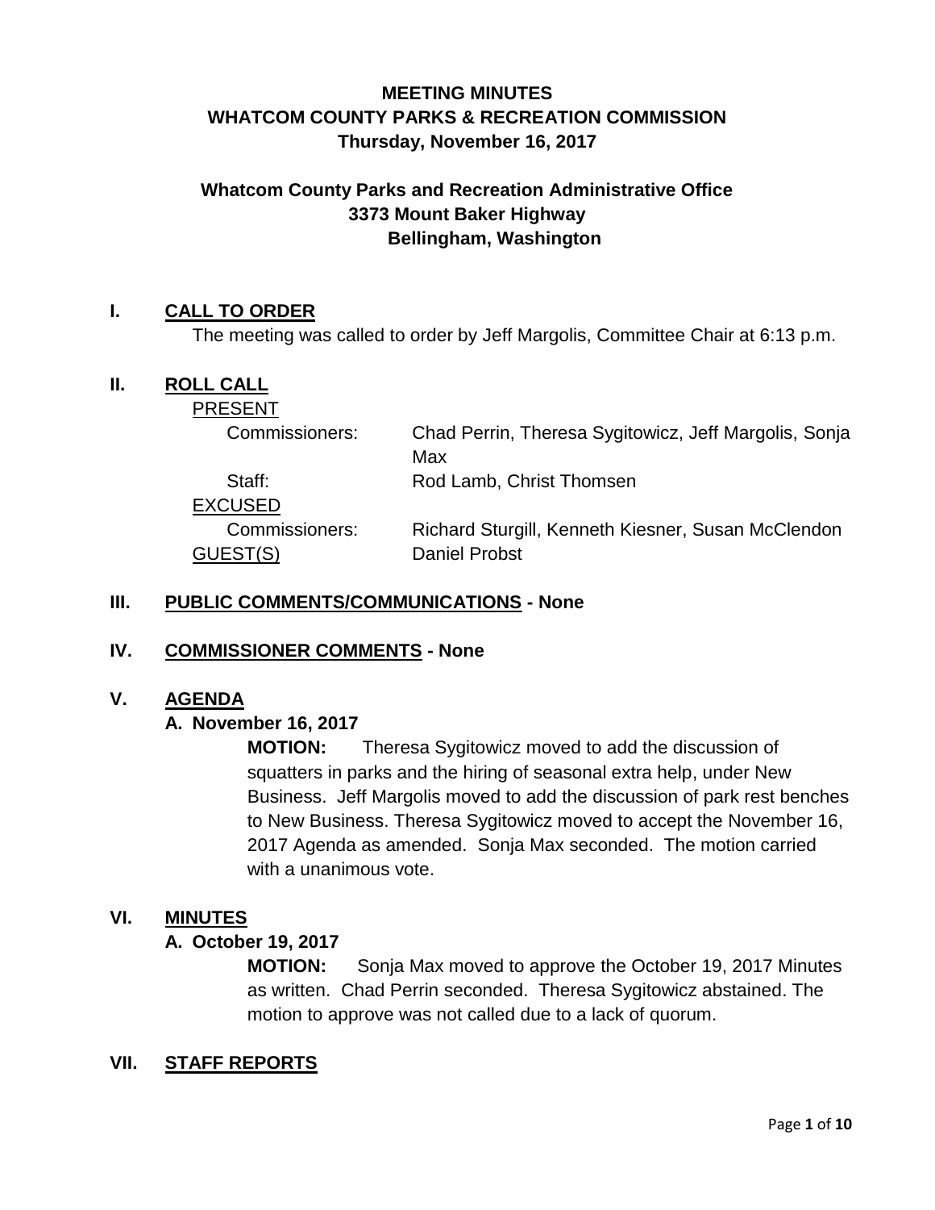# MEETING MINUTES
# WHATCOM COUNTY PARKS & RECREATION COMMISSION
## Thursday, November 16, 2017

### Whatcom County Parks and Recreation Administrative Office
### 3373 Mount Baker Highway
### Bellingham, Washington

## I. CALL TO ORDER

The meeting was called to order by Jeff Margolis, Committee Chair at 6:13 p.m.

## II. ROLL CALL

PRESENT

| | |
|---|---|
| Commissioners: | Chad Perrin, Theresa Sygitowicz, Jeff Margolis, Sonja Max |
| Staff: | Rod Lamb, Christ Thomsen |

EXCUSED

| | |
|---|---|
| Commissioners: | Richard Sturgill, Kenneth Kiesner, Susan McClendon |
| GUEST(S) | Daniel Probst |

## III. PUBLIC COMMENTS/COMMUNICATIONS - None

## IV. COMMISSIONER COMMENTS - None

## V. AGENDA

### A. November 16, 2017

**MOTION:** Theresa Sygitowicz moved to add the discussion of squatters in parks and the hiring of seasonal extra help, under New Business. Jeff Margolis moved to add the discussion of park rest benches to New Business. Theresa Sygitowicz moved to accept the November 16, 2017 Agenda as amended. Sonja Max seconded. The motion carried with a unanimous vote.

## VI. MINUTES

### A. October 19, 2017

**MOTION:** Sonja Max moved to approve the October 19, 2017 Minutes as written. Chad Perrin seconded. Theresa Sygitowicz abstained. The motion to approve was not called due to a lack of quorum.

## VII. STAFF REPORTS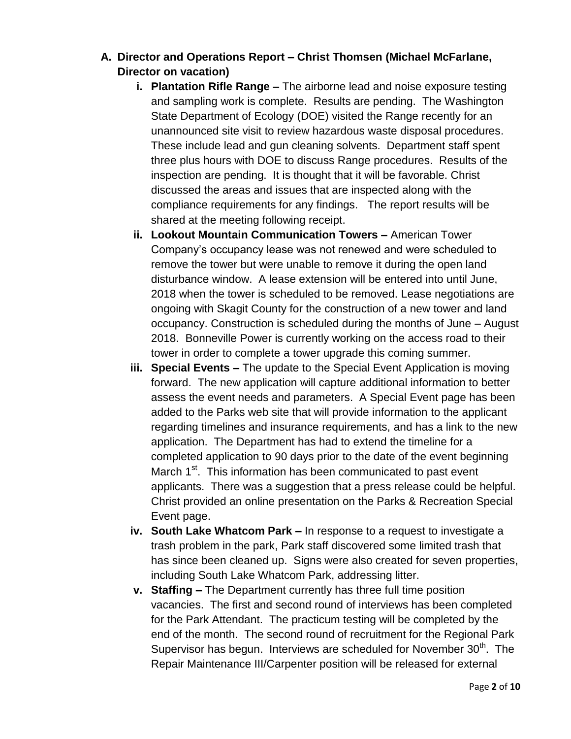**A. Director and Operations Report – Christ Thomsen (Michael McFarlane, Director on vacation)**

- **i. Plantation Rifle Range –** The airborne lead and noise exposure testing and sampling work is complete. Results are pending. The Washington State Department of Ecology (DOE) visited the Range recently for an unannounced site visit to review hazardous waste disposal procedures. These include lead and gun cleaning solvents. Department staff spent three plus hours with DOE to discuss Range procedures. Results of the inspection are pending. It is thought that it will be favorable. Christ discussed the areas and issues that are inspected along with the compliance requirements for any findings. The report results will be shared at the meeting following receipt.
- **ii. Lookout Mountain Communication Towers –** American Tower Company's occupancy lease was not renewed and were scheduled to remove the tower but were unable to remove it during the open land disturbance window. A lease extension will be entered into until June, 2018 when the tower is scheduled to be removed. Lease negotiations are ongoing with Skagit County for the construction of a new tower and land occupancy. Construction is scheduled during the months of June – August 2018. Bonneville Power is currently working on the access road to their tower in order to complete a tower upgrade this coming summer.
- **iii. Special Events –** The update to the Special Event Application is moving forward. The new application will capture additional information to better assess the event needs and parameters. A Special Event page has been added to the Parks web site that will provide information to the applicant regarding timelines and insurance requirements, and has a link to the new application. The Department has had to extend the timeline for a completed application to 90 days prior to the date of the event beginning March 1st. This information has been communicated to past event applicants. There was a suggestion that a press release could be helpful. Christ provided an online presentation on the Parks & Recreation Special Event page.
- **iv. South Lake Whatcom Park –** In response to a request to investigate a trash problem in the park, Park staff discovered some limited trash that has since been cleaned up. Signs were also created for seven properties, including South Lake Whatcom Park, addressing litter.
- **v. Staffing –** The Department currently has three full time position vacancies. The first and second round of interviews has been completed for the Park Attendant. The practicum testing will be completed by the end of the month. The second round of recruitment for the Regional Park Supervisor has begun. Interviews are scheduled for November 30th. The Repair Maintenance III/Carpenter position will be released for external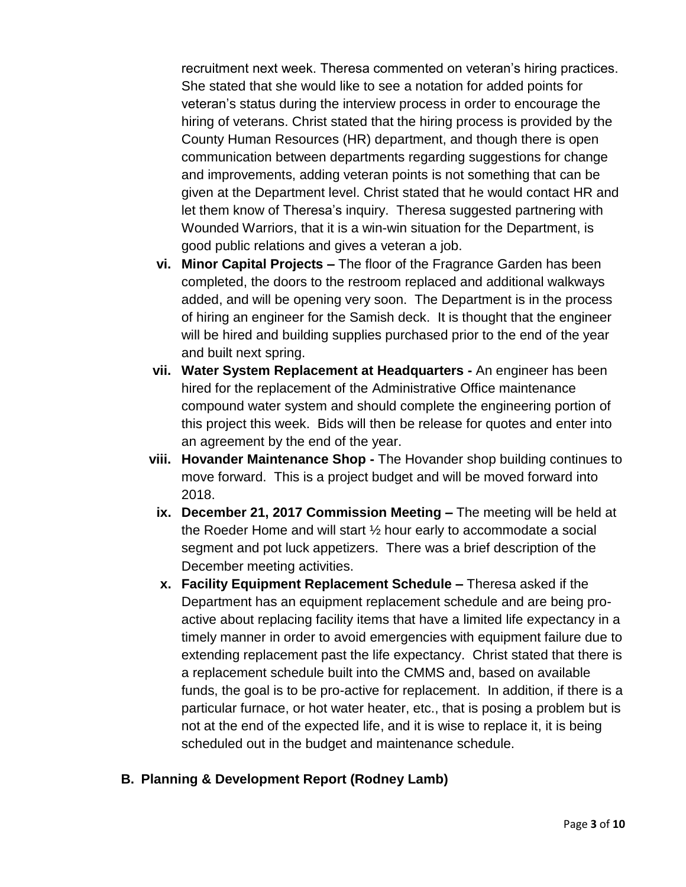recruitment next week. Theresa commented on veteran's hiring practices. She stated that she would like to see a notation for added points for veteran's status during the interview process in order to encourage the hiring of veterans. Christ stated that the hiring process is provided by the County Human Resources (HR) department, and though there is open communication between departments regarding suggestions for change and improvements, adding veteran points is not something that can be given at the Department level. Christ stated that he would contact HR and let them know of Theresa's inquiry. Theresa suggested partnering with Wounded Warriors, that it is a win-win situation for the Department, is good public relations and gives a veteran a job.

vi. **Minor Capital Projects –** The floor of the Fragrance Garden has been completed, the doors to the restroom replaced and additional walkways added, and will be opening very soon. The Department is in the process of hiring an engineer for the Samish deck. It is thought that the engineer will be hired and building supplies purchased prior to the end of the year and built next spring.

vii. **Water System Replacement at Headquarters -** An engineer has been hired for the replacement of the Administrative Office maintenance compound water system and should complete the engineering portion of this project this week. Bids will then be release for quotes and enter into an agreement by the end of the year.

viii. **Hovander Maintenance Shop -** The Hovander shop building continues to move forward. This is a project budget and will be moved forward into 2018.

ix. **December 21, 2017 Commission Meeting –** The meeting will be held at the Roeder Home and will start ½ hour early to accommodate a social segment and pot luck appetizers. There was a brief description of the December meeting activities.

x. **Facility Equipment Replacement Schedule –** Theresa asked if the Department has an equipment replacement schedule and are being pro-active about replacing facility items that have a limited life expectancy in a timely manner in order to avoid emergencies with equipment failure due to extending replacement past the life expectancy. Christ stated that there is a replacement schedule built into the CMMS and, based on available funds, the goal is to be pro-active for replacement. In addition, if there is a particular furnace, or hot water heater, etc., that is posing a problem but is not at the end of the expected life, and it is wise to replace it, it is being scheduled out in the budget and maintenance schedule.

## B. Planning & Development Report (Rodney Lamb)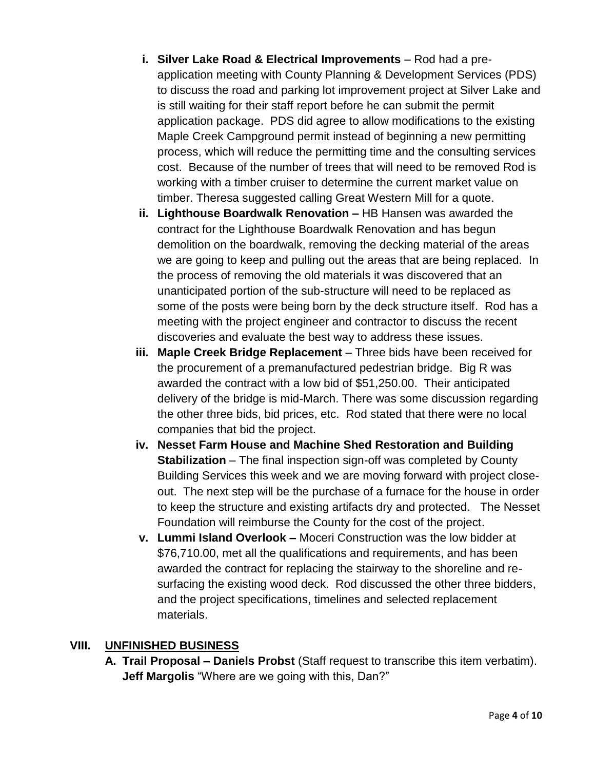i. **Silver Lake Road & Electrical Improvements** – Rod had a pre-application meeting with County Planning & Development Services (PDS) to discuss the road and parking lot improvement project at Silver Lake and is still waiting for their staff report before he can submit the permit application package. PDS did agree to allow modifications to the existing Maple Creek Campground permit instead of beginning a new permitting process, which will reduce the permitting time and the consulting services cost. Because of the number of trees that will need to be removed Rod is working with a timber cruiser to determine the current market value on timber. Theresa suggested calling Great Western Mill for a quote.

ii. **Lighthouse Boardwalk Renovation –** HB Hansen was awarded the contract for the Lighthouse Boardwalk Renovation and has begun demolition on the boardwalk, removing the decking material of the areas we are going to keep and pulling out the areas that are being replaced. In the process of removing the old materials it was discovered that an unanticipated portion of the sub-structure will need to be replaced as some of the posts were being born by the deck structure itself. Rod has a meeting with the project engineer and contractor to discuss the recent discoveries and evaluate the best way to address these issues.

iii. **Maple Creek Bridge Replacement** – Three bids have been received for the procurement of a premanufactured pedestrian bridge. Big R was awarded the contract with a low bid of $51,250.00. Their anticipated delivery of the bridge is mid-March. There was some discussion regarding the other three bids, bid prices, etc. Rod stated that there were no local companies that bid the project.

iv. **Nesset Farm House and Machine Shed Restoration and Building Stabilization** – The final inspection sign-off was completed by County Building Services this week and we are moving forward with project close-out. The next step will be the purchase of a furnace for the house in order to keep the structure and existing artifacts dry and protected. The Nesset Foundation will reimburse the County for the cost of the project.

v. **Lummi Island Overlook –** Moceri Construction was the low bidder at $76,710.00, met all the qualifications and requirements, and has been awarded the contract for replacing the stairway to the shoreline and re-surfacing the existing wood deck. Rod discussed the other three bidders, and the project specifications, timelines and selected replacement materials.

## VIII. UNFINISHED BUSINESS

**A. Trail Proposal – Daniels Probst** (Staff request to transcribe this item verbatim).
**Jeff Margolis** "Where are we going with this, Dan?"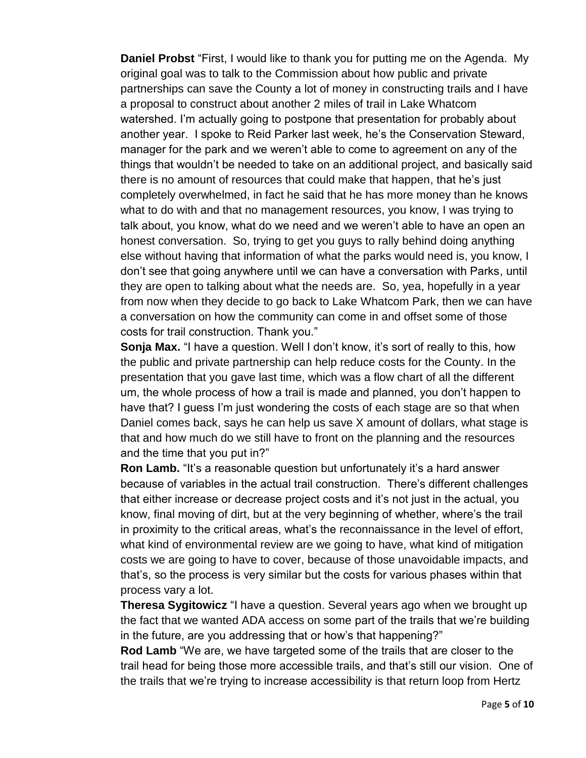**Daniel Probst** "First, I would like to thank you for putting me on the Agenda. My original goal was to talk to the Commission about how public and private partnerships can save the County a lot of money in constructing trails and I have a proposal to construct about another 2 miles of trail in Lake Whatcom watershed. I'm actually going to postpone that presentation for probably about another year. I spoke to Reid Parker last week, he's the Conservation Steward, manager for the park and we weren't able to come to agreement on any of the things that wouldn't be needed to take on an additional project, and basically said there is no amount of resources that could make that happen, that he's just completely overwhelmed, in fact he said that he has more money than he knows what to do with and that no management resources, you know, I was trying to talk about, you know, what do we need and we weren't able to have an open an honest conversation. So, trying to get you guys to rally behind doing anything else without having that information of what the parks would need is, you know, I don't see that going anywhere until we can have a conversation with Parks, until they are open to talking about what the needs are. So, yea, hopefully in a year from now when they decide to go back to Lake Whatcom Park, then we can have a conversation on how the community can come in and offset some of those costs for trail construction. Thank you."

**Sonja Max.** "I have a question. Well I don't know, it's sort of really to this, how the public and private partnership can help reduce costs for the County. In the presentation that you gave last time, which was a flow chart of all the different um, the whole process of how a trail is made and planned, you don't happen to have that? I guess I'm just wondering the costs of each stage are so that when Daniel comes back, says he can help us save X amount of dollars, what stage is that and how much do we still have to front on the planning and the resources and the time that you put in?"

**Ron Lamb.** "It's a reasonable question but unfortunately it's a hard answer because of variables in the actual trail construction. There's different challenges that either increase or decrease project costs and it's not just in the actual, you know, final moving of dirt, but at the very beginning of whether, where's the trail in proximity to the critical areas, what's the reconnaissance in the level of effort, what kind of environmental review are we going to have, what kind of mitigation costs we are going to have to cover, because of those unavoidable impacts, and that's, so the process is very similar but the costs for various phases within that process vary a lot.

**Theresa Sygitowicz** "I have a question. Several years ago when we brought up the fact that we wanted ADA access on some part of the trails that we're building in the future, are you addressing that or how's that happening?"

**Rod Lamb** "We are, we have targeted some of the trails that are closer to the trail head for being those more accessible trails, and that's still our vision. One of the trails that we're trying to increase accessibility is that return loop from Hertz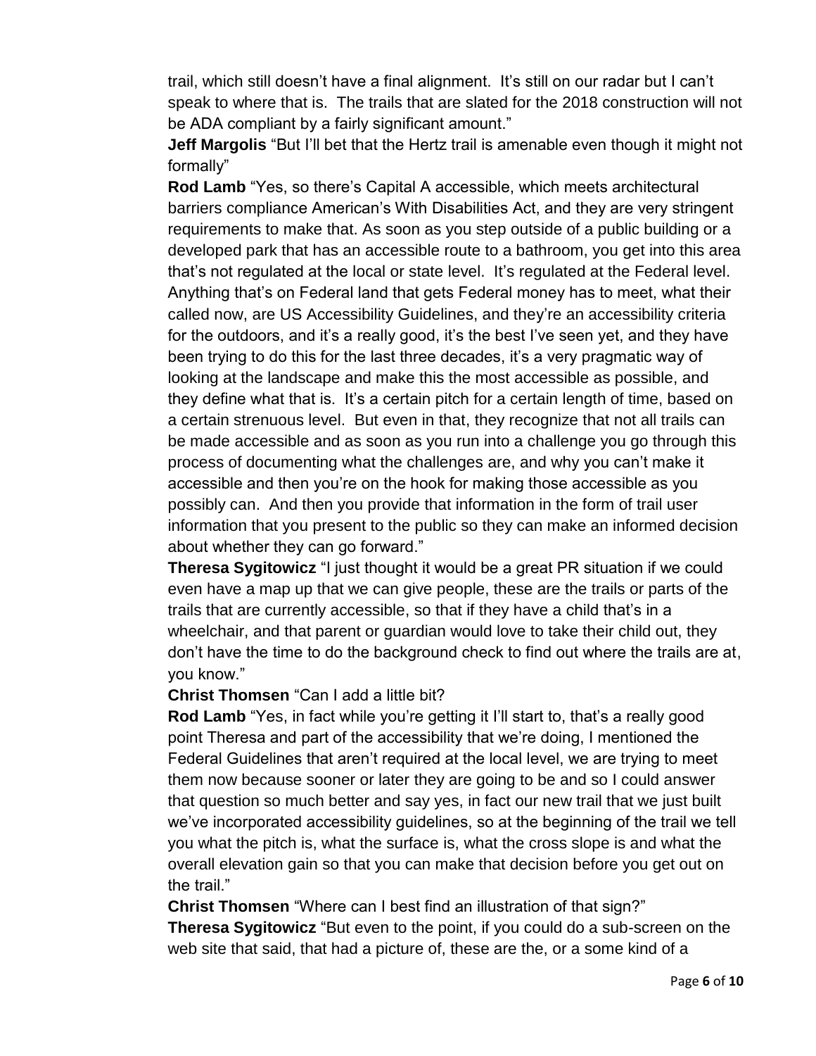trail, which still doesn't have a final alignment. It's still on our radar but I can't speak to where that is. The trails that are slated for the 2018 construction will not be ADA compliant by a fairly significant amount."

**Jeff Margolis** "But I'll bet that the Hertz trail is amenable even though it might not formally"

**Rod Lamb** "Yes, so there's Capital A accessible, which meets architectural barriers compliance American's With Disabilities Act, and they are very stringent requirements to make that. As soon as you step outside of a public building or a developed park that has an accessible route to a bathroom, you get into this area that's not regulated at the local or state level. It's regulated at the Federal level. Anything that's on Federal land that gets Federal money has to meet, what their called now, are US Accessibility Guidelines, and they're an accessibility criteria for the outdoors, and it's a really good, it's the best I've seen yet, and they have been trying to do this for the last three decades, it's a very pragmatic way of looking at the landscape and make this the most accessible as possible, and they define what that is. It's a certain pitch for a certain length of time, based on a certain strenuous level. But even in that, they recognize that not all trails can be made accessible and as soon as you run into a challenge you go through this process of documenting what the challenges are, and why you can't make it accessible and then you're on the hook for making those accessible as you possibly can. And then you provide that information in the form of trail user information that you present to the public so they can make an informed decision about whether they can go forward."

**Theresa Sygitowicz** "I just thought it would be a great PR situation if we could even have a map up that we can give people, these are the trails or parts of the trails that are currently accessible, so that if they have a child that's in a wheelchair, and that parent or guardian would love to take their child out, they don't have the time to do the background check to find out where the trails are at, you know."

**Christ Thomsen** "Can I add a little bit?

**Rod Lamb** "Yes, in fact while you're getting it I'll start to, that's a really good point Theresa and part of the accessibility that we're doing, I mentioned the Federal Guidelines that aren't required at the local level, we are trying to meet them now because sooner or later they are going to be and so I could answer that question so much better and say yes, in fact our new trail that we just built we've incorporated accessibility guidelines, so at the beginning of the trail we tell you what the pitch is, what the surface is, what the cross slope is and what the overall elevation gain so that you can make that decision before you get out on the trail."

**Christ Thomsen** "Where can I best find an illustration of that sign?"

**Theresa Sygitowicz** "But even to the point, if you could do a sub-screen on the web site that said, that had a picture of, these are the, or a some kind of a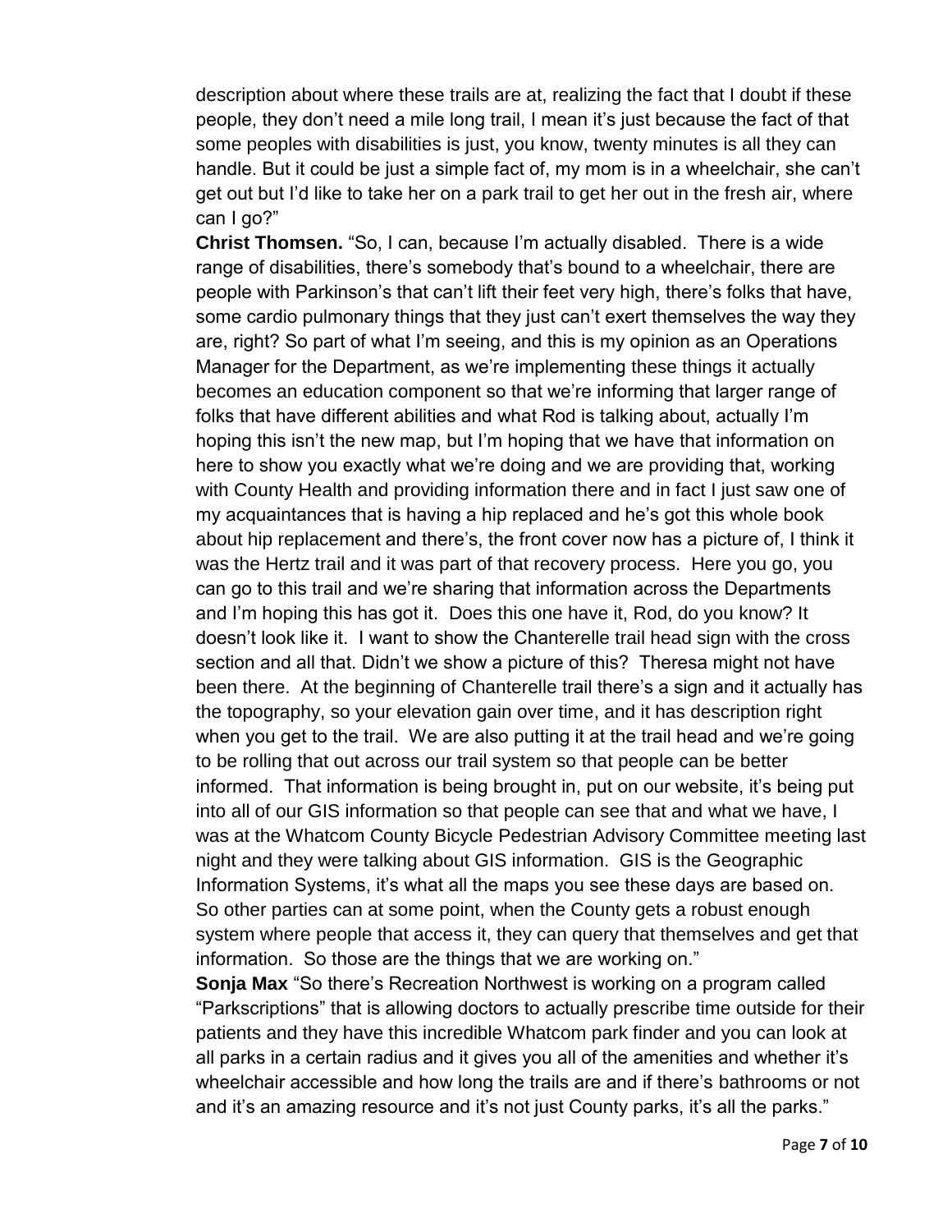description about where these trails are at, realizing the fact that I doubt if these people, they don't need a mile long trail, I mean it's just because the fact of that some peoples with disabilities is just, you know, twenty minutes is all they can handle. But it could be just a simple fact of, my mom is in a wheelchair, she can't get out but I'd like to take her on a park trail to get her out in the fresh air, where can I go?"

**Christ Thomsen.** "So, I can, because I'm actually disabled. There is a wide range of disabilities, there's somebody that's bound to a wheelchair, there are people with Parkinson's that can't lift their feet very high, there's folks that have, some cardio pulmonary things that they just can't exert themselves the way they are, right? So part of what I'm seeing, and this is my opinion as an Operations Manager for the Department, as we're implementing these things it actually becomes an education component so that we're informing that larger range of folks that have different abilities and what Rod is talking about, actually I'm hoping this isn't the new map, but I'm hoping that we have that information on here to show you exactly what we're doing and we are providing that, working with County Health and providing information there and in fact I just saw one of my acquaintances that is having a hip replaced and he's got this whole book about hip replacement and there's, the front cover now has a picture of, I think it was the Hertz trail and it was part of that recovery process. Here you go, you can go to this trail and we're sharing that information across the Departments and I'm hoping this has got it. Does this one have it, Rod, do you know? It doesn't look like it. I want to show the Chanterelle trail head sign with the cross section and all that. Didn't we show a picture of this? Theresa might not have been there. At the beginning of Chanterelle trail there's a sign and it actually has the topography, so your elevation gain over time, and it has description right when you get to the trail. We are also putting it at the trail head and we're going to be rolling that out across our trail system so that people can be better informed. That information is being brought in, put on our website, it's being put into all of our GIS information so that people can see that and what we have, I was at the Whatcom County Bicycle Pedestrian Advisory Committee meeting last night and they were talking about GIS information. GIS is the Geographic Information Systems, it's what all the maps you see these days are based on. So other parties can at some point, when the County gets a robust enough system where people that access it, they can query that themselves and get that information. So those are the things that we are working on."

**Sonja Max** "So there's Recreation Northwest is working on a program called "Parkscriptions" that is allowing doctors to actually prescribe time outside for their patients and they have this incredible Whatcom park finder and you can look at all parks in a certain radius and it gives you all of the amenities and whether it's wheelchair accessible and how long the trails are and if there's bathrooms or not and it's an amazing resource and it's not just County parks, it's all the parks."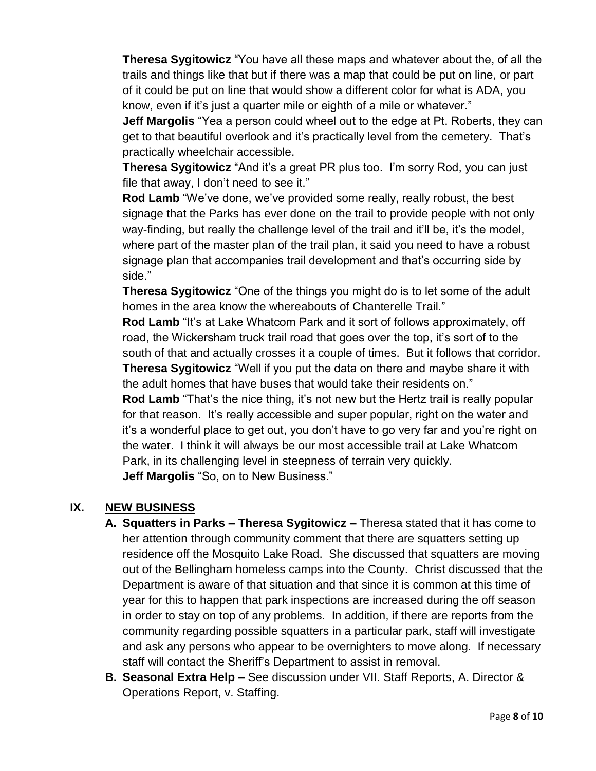**Theresa Sygitowicz** "You have all these maps and whatever about the, of all the trails and things like that but if there was a map that could be put on line, or part of it could be put on line that would show a different color for what is ADA, you know, even if it's just a quarter mile or eighth of a mile or whatever."

**Jeff Margolis** "Yea a person could wheel out to the edge at Pt. Roberts, they can get to that beautiful overlook and it's practically level from the cemetery. That's practically wheelchair accessible.

**Theresa Sygitowicz** "And it's a great PR plus too. I'm sorry Rod, you can just file that away, I don't need to see it."

**Rod Lamb** "We've done, we've provided some really, really robust, the best signage that the Parks has ever done on the trail to provide people with not only way-finding, but really the challenge level of the trail and it'll be, it's the model, where part of the master plan of the trail plan, it said you need to have a robust signage plan that accompanies trail development and that's occurring side by side."

**Theresa Sygitowicz** "One of the things you might do is to let some of the adult homes in the area know the whereabouts of Chanterelle Trail."

**Rod Lamb** "It's at Lake Whatcom Park and it sort of follows approximately, off road, the Wickersham truck trail road that goes over the top, it's sort of to the south of that and actually crosses it a couple of times. But it follows that corridor.

**Theresa Sygitowicz** "Well if you put the data on there and maybe share it with the adult homes that have buses that would take their residents on."

**Rod Lamb** "That's the nice thing, it's not new but the Hertz trail is really popular for that reason. It's really accessible and super popular, right on the water and it's a wonderful place to get out, you don't have to go very far and you're right on the water. I think it will always be our most accessible trail at Lake Whatcom Park, in its challenging level in steepness of terrain very quickly.

**Jeff Margolis** "So, on to New Business."

## IX. NEW BUSINESS

**A. Squatters in Parks – Theresa Sygitowicz –** Theresa stated that it has come to her attention through community comment that there are squatters setting up residence off the Mosquito Lake Road. She discussed that squatters are moving out of the Bellingham homeless camps into the County. Christ discussed that the Department is aware of that situation and that since it is common at this time of year for this to happen that park inspections are increased during the off season in order to stay on top of any problems. In addition, if there are reports from the community regarding possible squatters in a particular park, staff will investigate and ask any persons who appear to be overnighters to move along. If necessary staff will contact the Sheriff's Department to assist in removal.

**B. Seasonal Extra Help –** See discussion under VII. Staff Reports, A. Director & Operations Report, v. Staffing.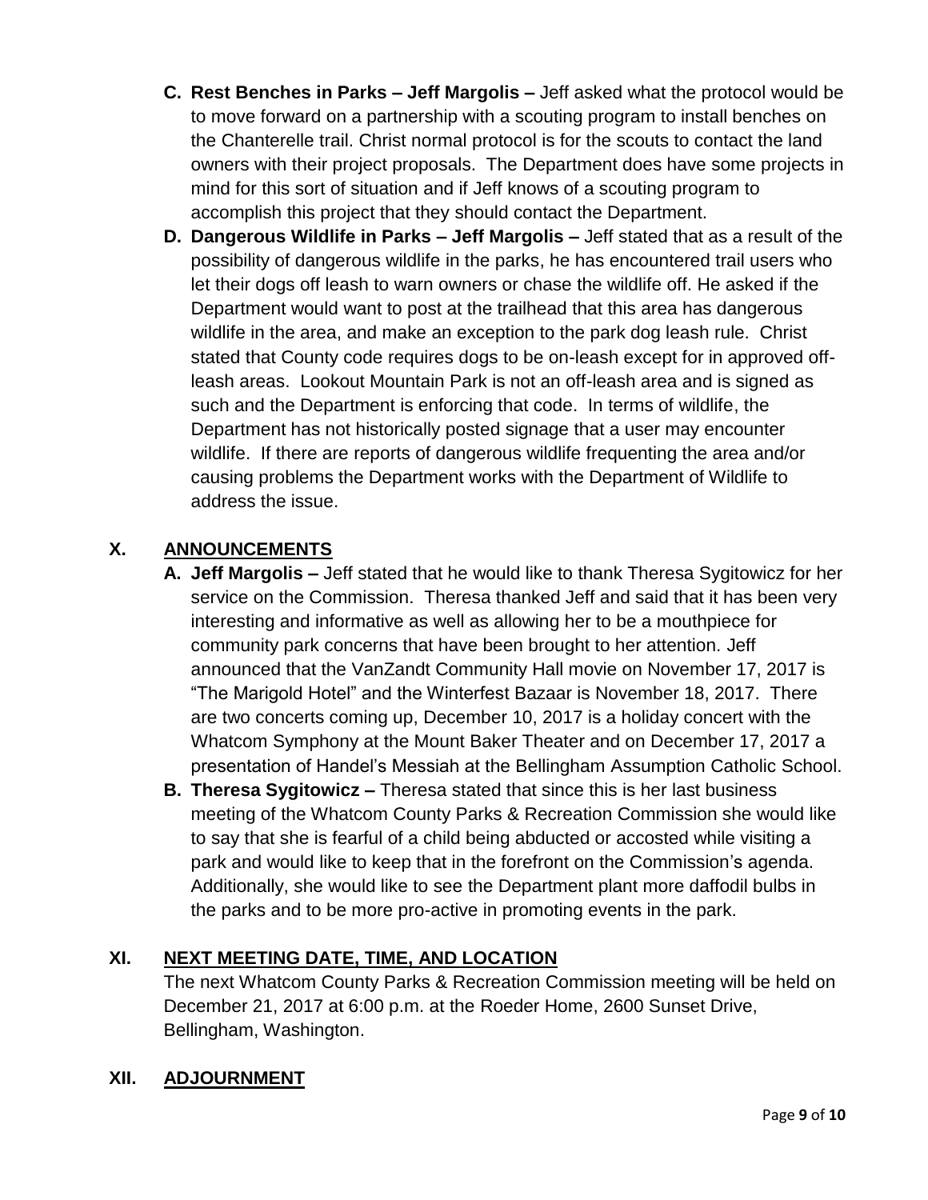**C. Rest Benches in Parks – Jeff Margolis –** Jeff asked what the protocol would be to move forward on a partnership with a scouting program to install benches on the Chanterelle trail. Christ normal protocol is for the scouts to contact the land owners with their project proposals. The Department does have some projects in mind for this sort of situation and if Jeff knows of a scouting program to accomplish this project that they should contact the Department.

**D. Dangerous Wildlife in Parks – Jeff Margolis –** Jeff stated that as a result of the possibility of dangerous wildlife in the parks, he has encountered trail users who let their dogs off leash to warn owners or chase the wildlife off. He asked if the Department would want to post at the trailhead that this area has dangerous wildlife in the area, and make an exception to the park dog leash rule. Christ stated that County code requires dogs to be on-leash except for in approved off-leash areas. Lookout Mountain Park is not an off-leash area and is signed as such and the Department is enforcing that code. In terms of wildlife, the Department has not historically posted signage that a user may encounter wildlife. If there are reports of dangerous wildlife frequenting the area and/or causing problems the Department works with the Department of Wildlife to address the issue.

## X. ANNOUNCEMENTS

**A. Jeff Margolis –** Jeff stated that he would like to thank Theresa Sygitowicz for her service on the Commission. Theresa thanked Jeff and said that it has been very interesting and informative as well as allowing her to be a mouthpiece for community park concerns that have been brought to her attention. Jeff announced that the VanZandt Community Hall movie on November 17, 2017 is "The Marigold Hotel" and the Winterfest Bazaar is November 18, 2017. There are two concerts coming up, December 10, 2017 is a holiday concert with the Whatcom Symphony at the Mount Baker Theater and on December 17, 2017 a presentation of Handel's Messiah at the Bellingham Assumption Catholic School.

**B. Theresa Sygitowicz –** Theresa stated that since this is her last business meeting of the Whatcom County Parks & Recreation Commission she would like to say that she is fearful of a child being abducted or accosted while visiting a park and would like to keep that in the forefront on the Commission's agenda. Additionally, she would like to see the Department plant more daffodil bulbs in the parks and to be more pro-active in promoting events in the park.

## XI. NEXT MEETING DATE, TIME, AND LOCATION

The next Whatcom County Parks & Recreation Commission meeting will be held on December 21, 2017 at 6:00 p.m. at the Roeder Home, 2600 Sunset Drive, Bellingham, Washington.

## XII. ADJOURNMENT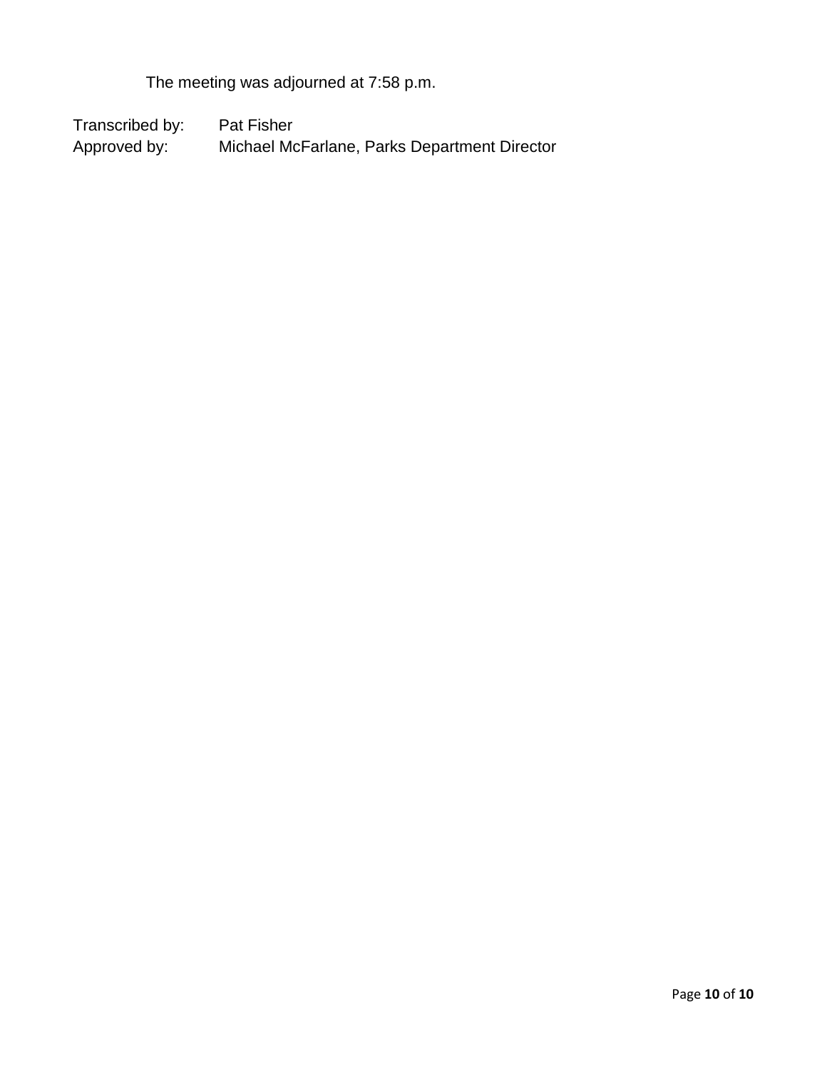The meeting was adjourned at 7:58 p.m.

Transcribed by: Pat Fisher
Approved by: Michael McFarlane, Parks Department Director